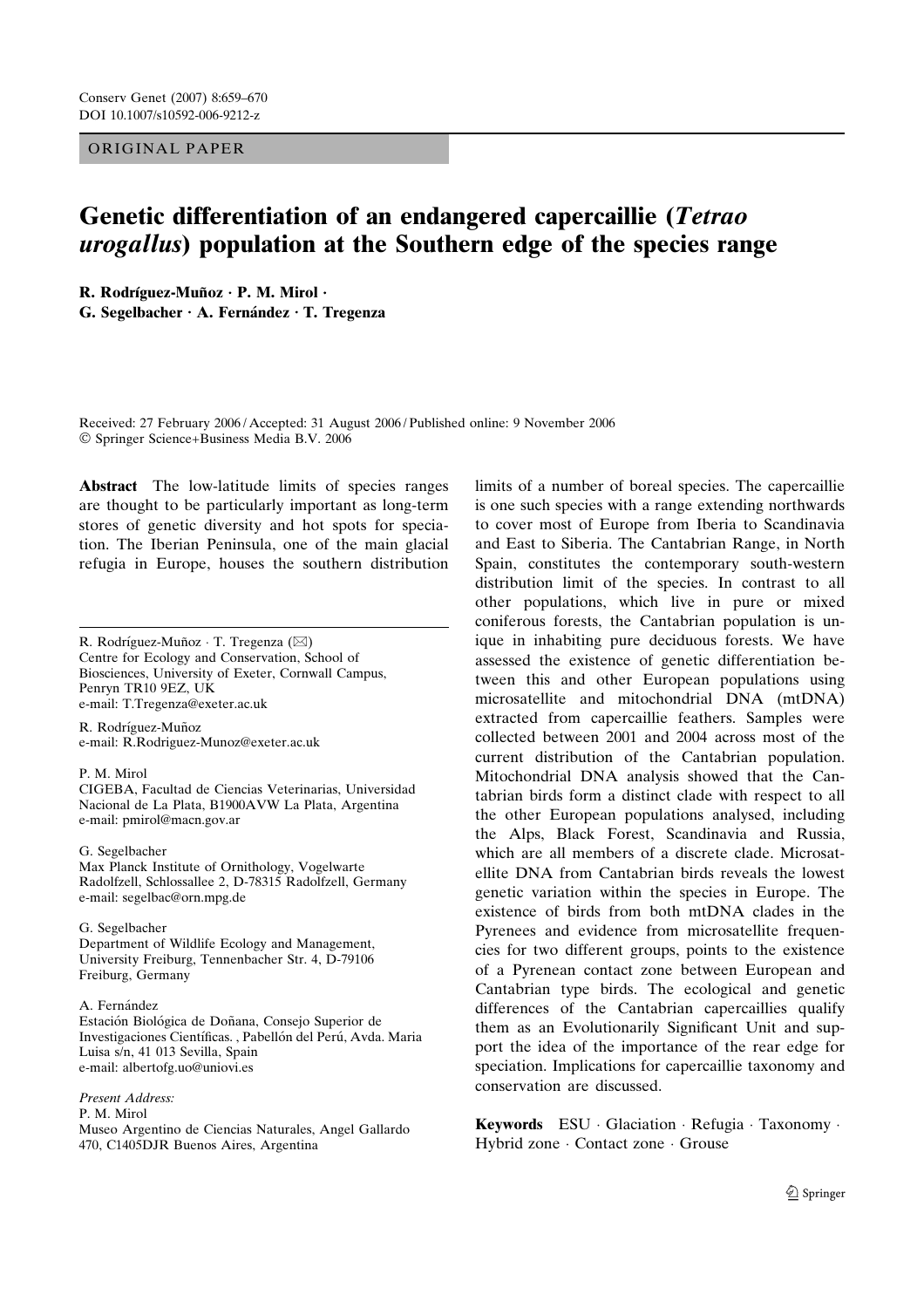ORIGINAL PAPER

# Genetic differentiation of an endangered capercaillie (*Tetrao urogallus*) population at the Southern edge of the species range

**R. Rodríguez-Muñoz · P. M. Mirol · G. Segelbacher · A. Fernández · T. Tregenza**

Received: 27 February 2006 / Accepted: 31 August 2006 / Published online: 9 November 2006
© Springer Science+Business Media B.V. 2006

**Abstract** The low-latitude limits of species ranges are thought to be particularly important as long-term stores of genetic diversity and hot spots for speciation. The Iberian Peninsula, one of the main glacial refugia in Europe, houses the southern distribution limits of a number of boreal species. The capercaillie is one such species with a range extending northwards to cover most of Europe from Iberia to Scandinavia and East to Siberia. The Cantabrian Range, in North Spain, constitutes the contemporary south-western distribution limit of the species. In contrast to all other populations, which live in pure or mixed coniferous forests, the Cantabrian population is unique in inhabiting pure deciduous forests. We have assessed the existence of genetic differentiation between this and other European populations using microsatellite and mitochondrial DNA (mtDNA) extracted from capercaillie feathers. Samples were collected between 2001 and 2004 across most of the current distribution of the Cantabrian population. Mitochondrial DNA analysis showed that the Cantabrian birds form a distinct clade with respect to all the other European populations analysed, including the Alps, Black Forest, Scandinavia and Russia, which are all members of a discrete clade. Microsatellite DNA from Cantabrian birds reveals the lowest genetic variation within the species in Europe. The existence of birds from both mtDNA clades in the Pyrenees and evidence from microsatellite frequencies for two different groups, points to the existence of a Pyrenean contact zone between European and Cantabrian type birds. The ecological and genetic differences of the Cantabrian capercaillies qualify them as an Evolutionarily Significant Unit and support the idea of the importance of the rear edge for speciation. Implications for capercaillie taxonomy and conservation are discussed.

**Keywords** ESU · Glaciation · Refugia · Taxonomy · Hybrid zone · Contact zone · Grouse

R. Rodríguez-Muñoz · T. Tregenza (✉)
Centre for Ecology and Conservation, School of Biosciences, University of Exeter, Cornwall Campus, Penryn TR10 9EZ, UK
e-mail: T.Tregenza@exeter.ac.uk

R. Rodríguez-Muñoz
e-mail: R.Rodriguez-Munoz@exeter.ac.uk

P. M. Mirol
CIGEBA, Facultad de Ciencias Veterinarias, Universidad Nacional de La Plata, B1900AVW La Plata, Argentina
e-mail: pmirol@macn.gov.ar

G. Segelbacher
Max Planck Institute of Ornithology, Vogelwarte Radolfzell, Schlossallee 2, D-78315 Radolfzell, Germany
e-mail: segelbac@orn.mpg.de

G. Segelbacher
Department of Wildlife Ecology and Management, University Freiburg, Tennenbacher Str. 4, D-79106 Freiburg, Germany

A. Fernández
Estación Biológica de Doñana, Consejo Superior de Investigaciones Científicas. , Pabellón del Perú, Avda. Maria Luisa s/n, 41 013 Sevilla, Spain
e-mail: albertofg.uo@uniovi.es

*Present Address:*
P. M. Mirol
Museo Argentino de Ciencias Naturales, Angel Gallardo 470, C1405DJR Buenos Aires, Argentina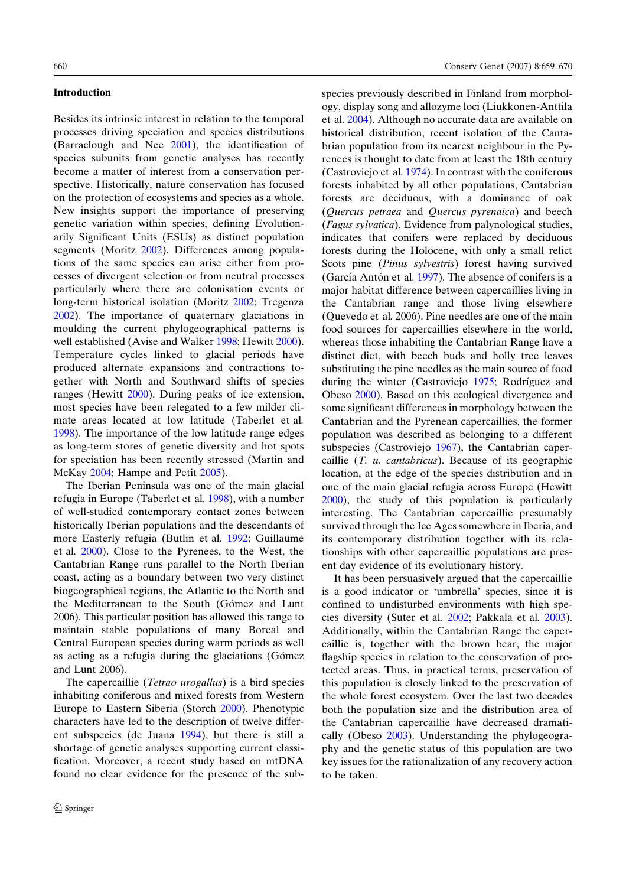## Introduction

Besides its intrinsic interest in relation to the temporal processes driving speciation and species distributions (Barraclough and Nee 2001), the identification of species subunits from genetic analyses has recently become a matter of interest from a conservation perspective. Historically, nature conservation has focused on the protection of ecosystems and species as a whole. New insights support the importance of preserving genetic variation within species, defining Evolutionarily Significant Units (ESUs) as distinct population segments (Moritz 2002). Differences among populations of the same species can arise either from processes of divergent selection or from neutral processes particularly where there are colonisation events or long-term historical isolation (Moritz 2002; Tregenza 2002). The importance of quaternary glaciations in moulding the current phylogeographical patterns is well established (Avise and Walker 1998; Hewitt 2000). Temperature cycles linked to glacial periods have produced alternate expansions and contractions together with North and Southward shifts of species ranges (Hewitt 2000). During peaks of ice extension, most species have been relegated to a few milder climate areas located at low latitude (Taberlet et al. 1998). The importance of the low latitude range edges as long-term stores of genetic diversity and hot spots for speciation has been recently stressed (Martin and McKay 2004; Hampe and Petit 2005).

The Iberian Peninsula was one of the main glacial refugia in Europe (Taberlet et al. 1998), with a number of well-studied contemporary contact zones between historically Iberian populations and the descendants of more Easterly refugia (Butlin et al. 1992; Guillaume et al. 2000). Close to the Pyrenees, to the West, the Cantabrian Range runs parallel to the North Iberian coast, acting as a boundary between two very distinct biogeographical regions, the Atlantic to the North and the Mediterranean to the South (Gómez and Lunt 2006). This particular position has allowed this range to maintain stable populations of many Boreal and Central European species during warm periods as well as acting as a refugia during the glaciations (Gómez and Lunt 2006).

The capercaillie (*Tetrao urogallus*) is a bird species inhabiting coniferous and mixed forests from Western Europe to Eastern Siberia (Storch 2000). Phenotypic characters have led to the description of twelve different subspecies (de Juana 1994), but there is still a shortage of genetic analyses supporting current classification. Moreover, a recent study based on mtDNA found no clear evidence for the presence of the subspecies previously described in Finland from morphology, display song and allozyme loci (Liukkonen-Anttila et al. 2004). Although no accurate data are available on historical distribution, recent isolation of the Cantabrian population from its nearest neighbour in the Pyrenees is thought to date from at least the 18th century (Castroviejo et al. 1974). In contrast with the coniferous forests inhabited by all other populations, Cantabrian forests are deciduous, with a dominance of oak (*Quercus petraea* and *Quercus pyrenaica*) and beech (*Fagus sylvatica*). Evidence from palynological studies, indicates that conifers were replaced by deciduous forests during the Holocene, with only a small relict Scots pine (*Pinus sylvestris*) forest having survived (García Antón et al. 1997). The absence of conifers is a major habitat difference between capercaillies living in the Cantabrian range and those living elsewhere (Quevedo et al. 2006). Pine needles are one of the main food sources for capercaillies elsewhere in the world, whereas those inhabiting the Cantabrian Range have a distinct diet, with beech buds and holly tree leaves substituting the pine needles as the main source of food during the winter (Castroviejo 1975; Rodríguez and Obeso 2000). Based on this ecological divergence and some significant differences in morphology between the Cantabrian and the Pyrenean capercaillies, the former population was described as belonging to a different subspecies (Castroviejo 1967), the Cantabrian capercaillie (*T. u. cantabricus*). Because of its geographic location, at the edge of the species distribution and in one of the main glacial refugia across Europe (Hewitt 2000), the study of this population is particularly interesting. The Cantabrian capercaillie presumably survived through the Ice Ages somewhere in Iberia, and its contemporary distribution together with its relationships with other capercaillie populations are present day evidence of its evolutionary history.

It has been persuasively argued that the capercaillie is a good indicator or 'umbrella' species, since it is confined to undisturbed environments with high species diversity (Suter et al. 2002; Pakkala et al. 2003). Additionally, within the Cantabrian Range the capercaillie is, together with the brown bear, the major flagship species in relation to the conservation of protected areas. Thus, in practical terms, preservation of this population is closely linked to the preservation of the whole forest ecosystem. Over the last two decades both the population size and the distribution area of the Cantabrian capercaillie have decreased dramatically (Obeso 2003). Understanding the phylogeography and the genetic status of this population are two key issues for the rationalization of any recovery action to be taken.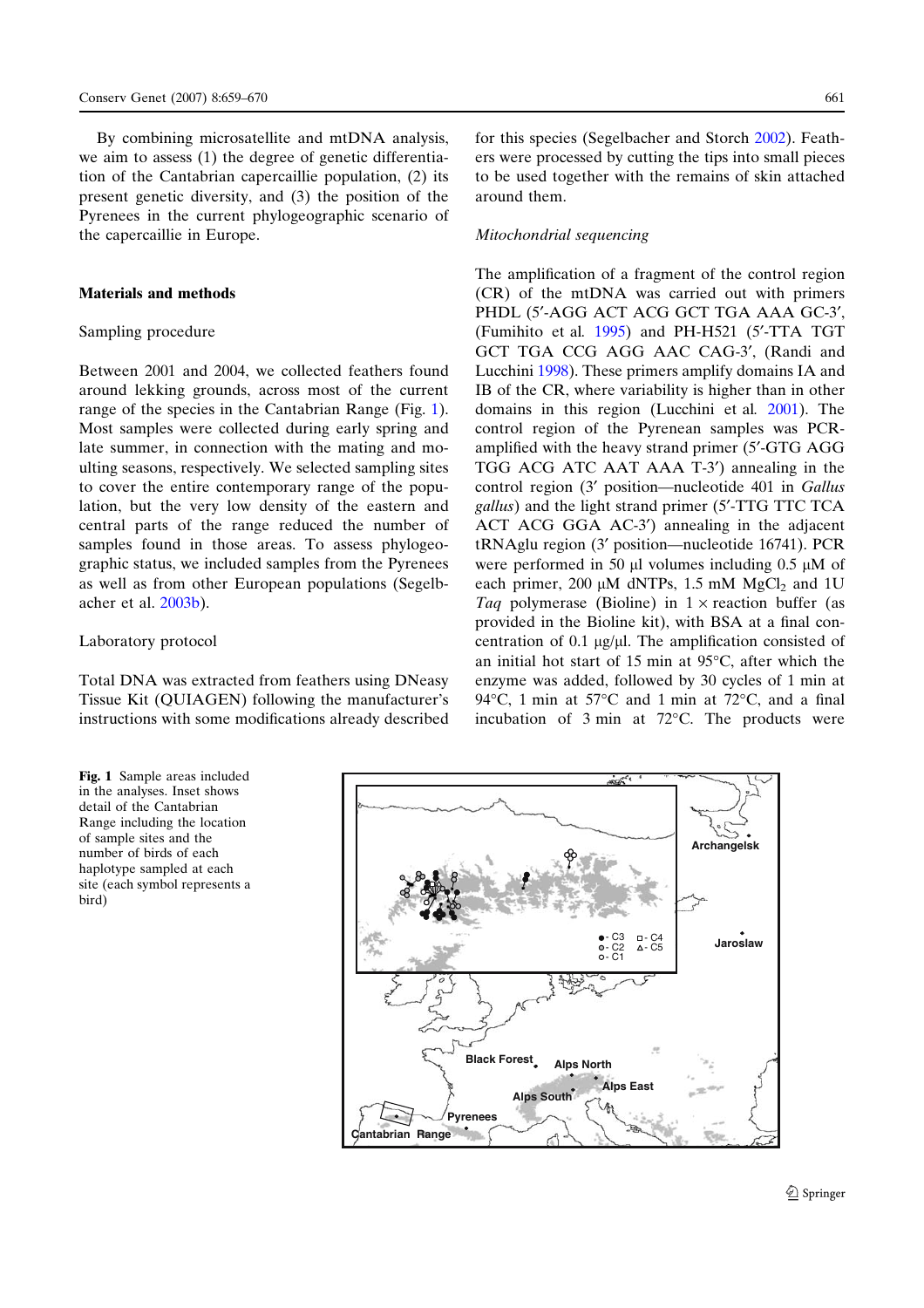By combining microsatellite and mtDNA analysis, we aim to assess (1) the degree of genetic differentiation of the Cantabrian capercaillie population, (2) its present genetic diversity, and (3) the position of the Pyrenees in the current phylogeographic scenario of the capercaillie in Europe.

## Materials and methods

### Sampling procedure

Between 2001 and 2004, we collected feathers found around lekking grounds, across most of the current range of the species in the Cantabrian Range (Fig. 1). Most samples were collected during early spring and late summer, in connection with the mating and moulting seasons, respectively. We selected sampling sites to cover the entire contemporary range of the population, but the very low density of the eastern and central parts of the range reduced the number of samples found in those areas. To assess phylogeographic status, we included samples from the Pyrenees as well as from other European populations (Segelbacher et al. 2003b).

### Laboratory protocol

Total DNA was extracted from feathers using DNeasy Tissue Kit (QUIAGEN) following the manufacturer's instructions with some modifications already described for this species (Segelbacher and Storch 2002). Feathers were processed by cutting the tips into small pieces to be used together with the remains of skin attached around them.

### *Mitochondrial sequencing*

The amplification of a fragment of the control region (CR) of the mtDNA was carried out with primers PHDL (5′-AGG ACT ACG GCT TGA AAA GC-3′, (Fumihito et al. 1995) and PH-H521 (5′-TTA TGT GCT TGA CCG AGG AAC CAG-3′, (Randi and Lucchini 1998). These primers amplify domains IA and IB of the CR, where variability is higher than in other domains in this region (Lucchini et al. 2001). The control region of the Pyrenean samples was PCR-amplified with the heavy strand primer (5′-GTG AGG TGG ACG ATC AAT AAA T-3′) annealing in the control region (3′ position—nucleotide 401 in *Gallus gallus*) and the light strand primer (5′-TTG TTC TCA ACT ACG GGA AC-3′) annealing in the adjacent tRNAglu region (3′ position—nucleotide 16741). PCR were performed in 50 µl volumes including 0.5 µM of each primer, 200 µM dNTPs, 1.5 mM $MgCl_2$ and 1U *Taq* polymerase (Bioline) in 1 × reaction buffer (as provided in the Bioline kit), with BSA at a final concentration of 0.1 µg/µl. The amplification consisted of an initial hot start of 15 min at 95°C, after which the enzyme was added, followed by 30 cycles of 1 min at 94°C, 1 min at 57°C and 1 min at 72°C, and a final incubation of 3 min at 72°C. The products were

**Fig. 1** Sample areas included in the analyses. Inset shows detail of the Cantabrian Range including the location of sample sites and the number of birds of each haplotype sampled at each site (each symbol represents a bird)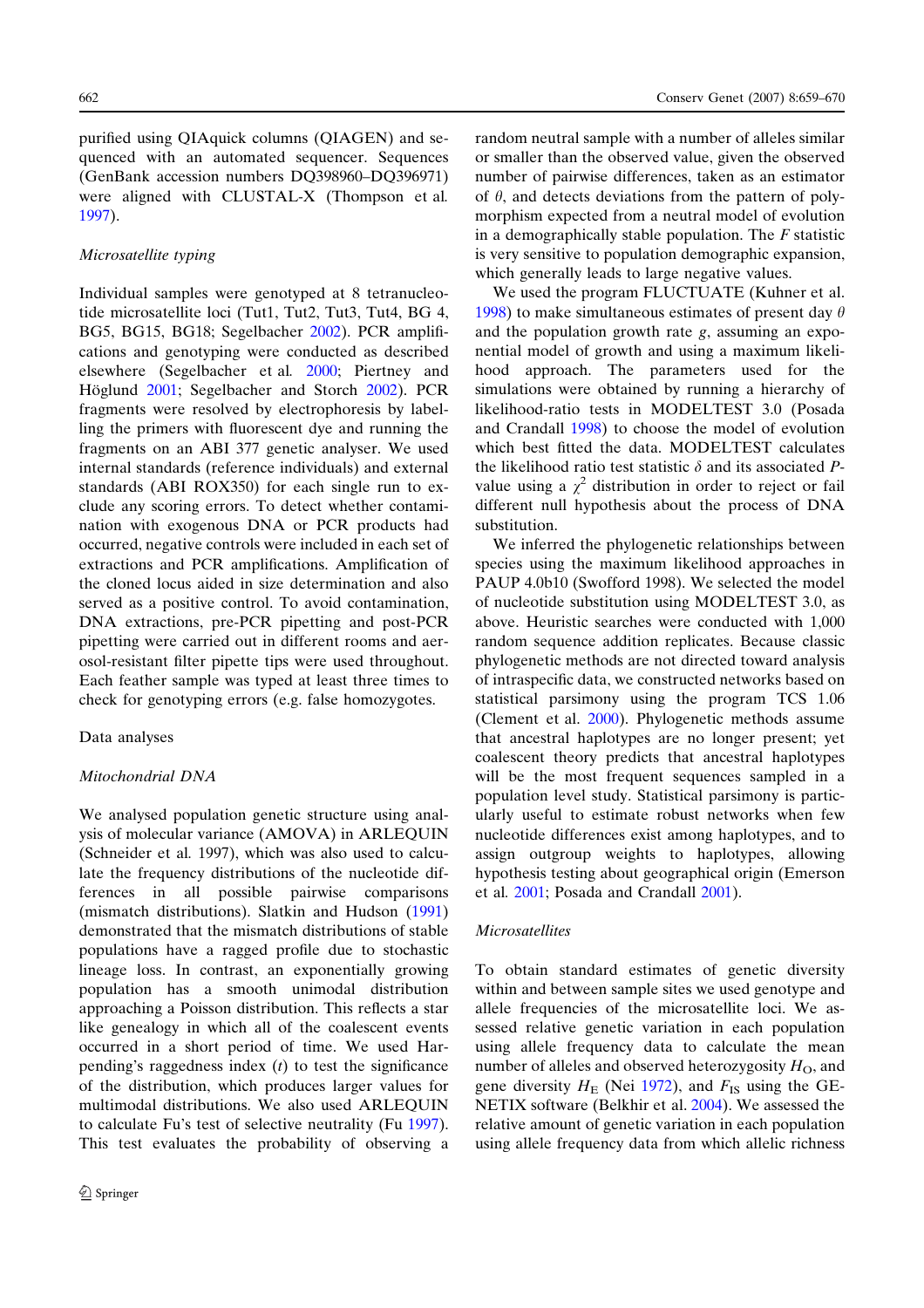purified using QIAquick columns (QIAGEN) and sequenced with an automated sequencer. Sequences (GenBank accession numbers DQ398960–DQ396971) were aligned with CLUSTAL-X (Thompson et al. 1997).

### *Microsatellite typing*

Individual samples were genotyped at 8 tetranucleotide microsatellite loci (Tut1, Tut2, Tut3, Tut4, BG 4, BG5, BG15, BG18; Segelbacher 2002). PCR amplifications and genotyping were conducted as described elsewhere (Segelbacher et al. 2000; Piertney and Höglund 2001; Segelbacher and Storch 2002). PCR fragments were resolved by electrophoresis by labelling the primers with fluorescent dye and running the fragments on an ABI 377 genetic analyser. We used internal standards (reference individuals) and external standards (ABI ROX350) for each single run to exclude any scoring errors. To detect whether contamination with exogenous DNA or PCR products had occurred, negative controls were included in each set of extractions and PCR amplifications. Amplification of the cloned locus aided in size determination and also served as a positive control. To avoid contamination, DNA extractions, pre-PCR pipetting and post-PCR pipetting were carried out in different rooms and aerosol-resistant filter pipette tips were used throughout. Each feather sample was typed at least three times to check for genotyping errors (e.g. false homozygotes.

## Data analyses

### *Mitochondrial DNA*

We analysed population genetic structure using analysis of molecular variance (AMOVA) in ARLEQUIN (Schneider et al. 1997), which was also used to calculate the frequency distributions of the nucleotide differences in all possible pairwise comparisons (mismatch distributions). Slatkin and Hudson (1991) demonstrated that the mismatch distributions of stable populations have a ragged profile due to stochastic lineage loss. In contrast, an exponentially growing population has a smooth unimodal distribution approaching a Poisson distribution. This reflects a star like genealogy in which all of the coalescent events occurred in a short period of time. We used Harpending's raggedness index ($t$) to test the significance of the distribution, which produces larger values for multimodal distributions. We also used ARLEQUIN to calculate Fu's test of selective neutrality (Fu 1997). This test evaluates the probability of observing a random neutral sample with a number of alleles similar or smaller than the observed value, given the observed number of pairwise differences, taken as an estimator of $\theta$, and detects deviations from the pattern of polymorphism expected from a neutral model of evolution in a demographically stable population. The $F$ statistic is very sensitive to population demographic expansion, which generally leads to large negative values.

We used the program FLUCTUATE (Kuhner et al. 1998) to make simultaneous estimates of present day $\theta$ and the population growth rate $g$, assuming an exponential model of growth and using a maximum likelihood approach. The parameters used for the simulations were obtained by running a hierarchy of likelihood-ratio tests in MODELTEST 3.0 (Posada and Crandall 1998) to choose the model of evolution which best fitted the data. MODELTEST calculates the likelihood ratio test statistic $\delta$ and its associated $P$-value using a $\chi^2$ distribution in order to reject or fail different null hypothesis about the process of DNA substitution.

We inferred the phylogenetic relationships between species using the maximum likelihood approaches in PAUP 4.0b10 (Swofford 1998). We selected the model of nucleotide substitution using MODELTEST 3.0, as above. Heuristic searches were conducted with 1,000 random sequence addition replicates. Because classic phylogenetic methods are not directed toward analysis of intraspecific data, we constructed networks based on statistical parsimony using the program TCS 1.06 (Clement et al. 2000). Phylogenetic methods assume that ancestral haplotypes are no longer present; yet coalescent theory predicts that ancestral haplotypes will be the most frequent sequences sampled in a population level study. Statistical parsimony is particularly useful to estimate robust networks when few nucleotide differences exist among haplotypes, and to assign outgroup weights to haplotypes, allowing hypothesis testing about geographical origin (Emerson et al. 2001; Posada and Crandall 2001).

### *Microsatellites*

To obtain standard estimates of genetic diversity within and between sample sites we used genotype and allele frequencies of the microsatellite loci. We assessed relative genetic variation in each population using allele frequency data to calculate the mean number of alleles and observed heterozygosity $H_{\mathrm{O}}$, and gene diversity $H_{\mathrm{E}}$ (Nei 1972), and $F_{\mathrm{IS}}$ using the GENETIX software (Belkhir et al. 2004). We assessed the relative amount of genetic variation in each population using allele frequency data from which allelic richness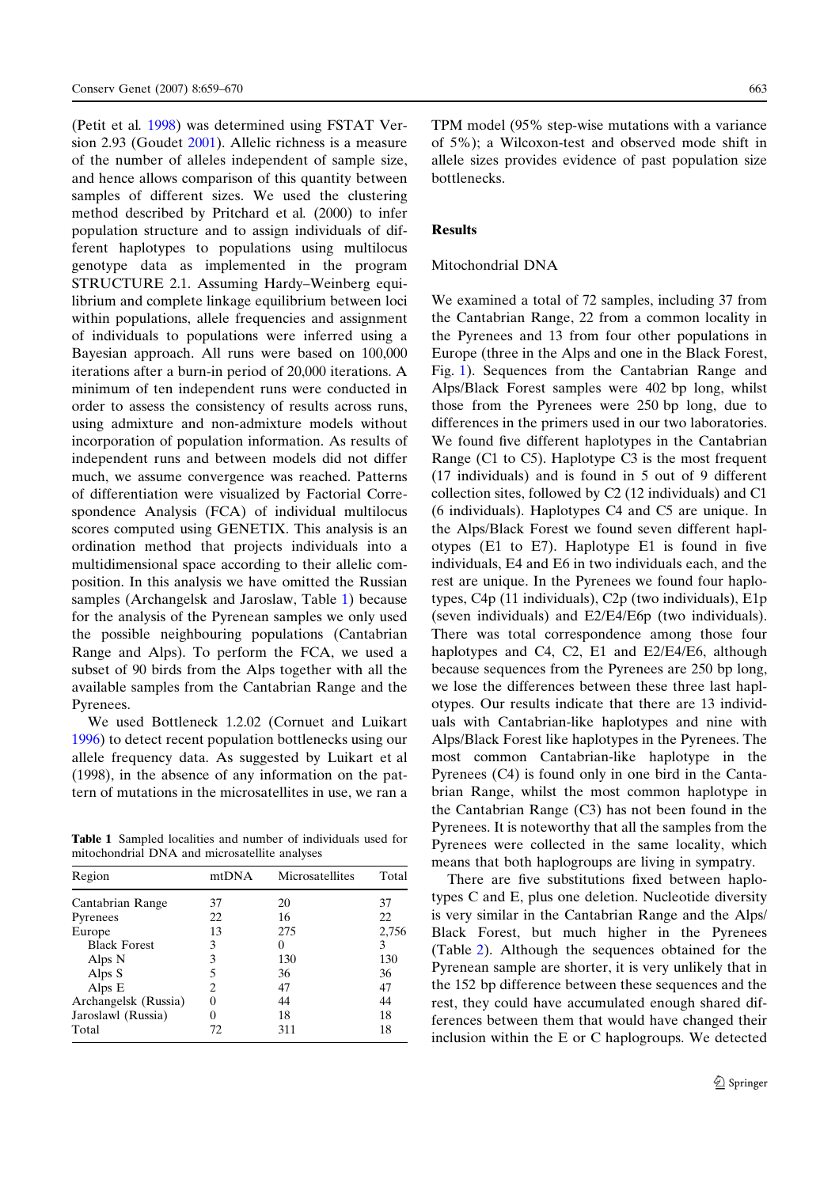(Petit et al. 1998) was determined using FSTAT Version 2.93 (Goudet 2001). Allelic richness is a measure of the number of alleles independent of sample size, and hence allows comparison of this quantity between samples of different sizes. We used the clustering method described by Pritchard et al. (2000) to infer population structure and to assign individuals of different haplotypes to populations using multilocus genotype data as implemented in the program STRUCTURE 2.1. Assuming Hardy–Weinberg equilibrium and complete linkage equilibrium between loci within populations, allele frequencies and assignment of individuals to populations were inferred using a Bayesian approach. All runs were based on 100,000 iterations after a burn-in period of 20,000 iterations. A minimum of ten independent runs were conducted in order to assess the consistency of results across runs, using admixture and non-admixture models without incorporation of population information. As results of independent runs and between models did not differ much, we assume convergence was reached. Patterns of differentiation were visualized by Factorial Correspondence Analysis (FCA) of individual multilocus scores computed using GENETIX. This analysis is an ordination method that projects individuals into a multidimensional space according to their allelic composition. In this analysis we have omitted the Russian samples (Archangelsk and Jaroslaw, Table 1) because for the analysis of the Pyrenean samples we only used the possible neighbouring populations (Cantabrian Range and Alps). To perform the FCA, we used a subset of 90 birds from the Alps together with all the available samples from the Cantabrian Range and the Pyrenees.

We used Bottleneck 1.2.02 (Cornuet and Luikart 1996) to detect recent population bottlenecks using our allele frequency data. As suggested by Luikart et al (1998), in the absence of any information on the pattern of mutations in the microsatellites in use, we ran a TPM model (95% step-wise mutations with a variance of 5%); a Wilcoxon-test and observed mode shift in allele sizes provides evidence of past population size bottlenecks.

**Table 1** Sampled localities and number of individuals used for mitochondrial DNA and microsatellite analyses

| Region | mtDNA | Microsatellites | Total |
|---|---|---|---|
| Cantabrian Range | 37 | 20 | 37 |
| Pyrenees | 22 | 16 | 22 |
| Europe | 13 | 275 | 2,756 |
| Black Forest | 3 | 0 | 3 |
| Alps N | 3 | 130 | 130 |
| Alps S | 5 | 36 | 36 |
| Alps E | 2 | 47 | 47 |
| Archangelsk (Russia) | 0 | 44 | 44 |
| Jaroslawl (Russia) | 0 | 18 | 18 |
| Total | 72 | 311 | 18 |

## Results

### Mitochondrial DNA

We examined a total of 72 samples, including 37 from the Cantabrian Range, 22 from a common locality in the Pyrenees and 13 from four other populations in Europe (three in the Alps and one in the Black Forest, Fig. 1). Sequences from the Cantabrian Range and Alps/Black Forest samples were 402 bp long, whilst those from the Pyrenees were 250 bp long, due to differences in the primers used in our two laboratories. We found five different haplotypes in the Cantabrian Range (C1 to C5). Haplotype C3 is the most frequent (17 individuals) and is found in 5 out of 9 different collection sites, followed by C2 (12 individuals) and C1 (6 individuals). Haplotypes C4 and C5 are unique. In the Alps/Black Forest we found seven different haplotypes (E1 to E7). Haplotype E1 is found in five individuals, E4 and E6 in two individuals each, and the rest are unique. In the Pyrenees we found four haplotypes, C4p (11 individuals), C2p (two individuals), E1p (seven individuals) and E2/E4/E6p (two individuals). There was total correspondence among those four haplotypes and C4, C2, E1 and E2/E4/E6, although because sequences from the Pyrenees are 250 bp long, we lose the differences between these three last haplotypes. Our results indicate that there are 13 individuals with Cantabrian-like haplotypes and nine with Alps/Black Forest like haplotypes in the Pyrenees. The most common Cantabrian-like haplotype in the Pyrenees (C4) is found only in one bird in the Cantabrian Range, whilst the most common haplotype in the Cantabrian Range (C3) has not been found in the Pyrenees. It is noteworthy that all the samples from the Pyrenees were collected in the same locality, which means that both haplogroups are living in sympatry.

There are five substitutions fixed between haplotypes C and E, plus one deletion. Nucleotide diversity is very similar in the Cantabrian Range and the Alps/Black Forest, but much higher in the Pyrenees (Table 2). Although the sequences obtained for the Pyrenean sample are shorter, it is very unlikely that in the 152 bp difference between these sequences and the rest, they could have accumulated enough shared differences between them that would have changed their inclusion within the E or C haplogroups. We detected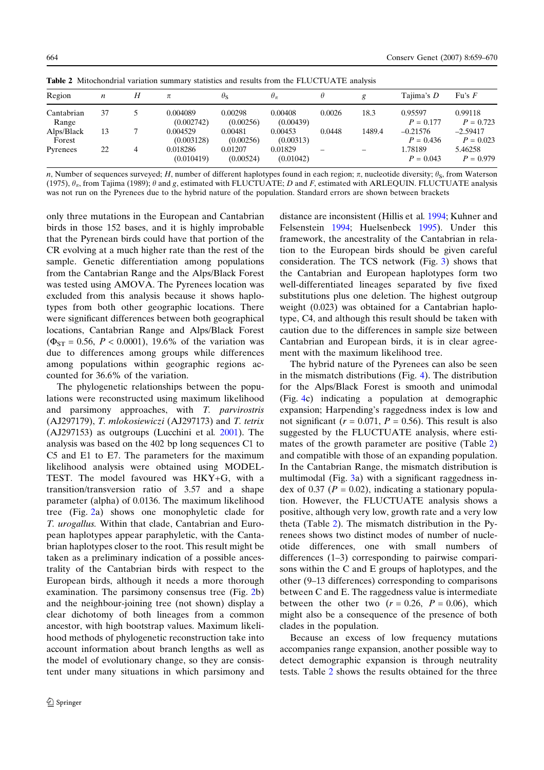**Table 2** Mitochondrial variation summary statistics and results from the FLUCTUATE analysis

| Region | $n$ | $H$ | $\pi$ | $\theta_S$ | $\theta_\pi$ | $\theta$ | $g$ | Tajima's $D$ | Fu's $F$ |
|---|---|---|---|---|---|---|---|---|---|
| Cantabrian Range | 37 | 5 | 0.004089 (0.002742) | 0.00298 (0.00256) | 0.00408 (0.00439) | 0.0026 | 18.3 | 0.95597 $P = 0.177$ | 0.99118 $P = 0.723$ |
| Alps/Black Forest | 13 | 7 | 0.004529 (0.003128) | 0.00481 (0.00256) | 0.00453 (0.00313) | 0.0448 | 1489.4 | −0.21576 $P = 0.436$ | −2.59417 $P = 0.023$ |
| Pyrenees | 22 | 4 | 0.018286 (0.010419) | 0.01207 (0.00524) | 0.01829 (0.01042) | – | – | 1.78189 $P = 0.043$ | 5.46258 $P = 0.979$ |

$n$, Number of sequences surveyed; $H$, number of different haplotypes found in each region; $\pi$, nucleotide diversity; $\theta_S$, from Waterson (1975), $\theta_\pi$, from Tajima (1989); $\theta$ and $g$, estimated with FLUCTUATE; $D$ and $F$, estimated with ARLEQUIN. FLUCTUATE analysis was not run on the Pyrenees due to the hybrid nature of the population. Standard errors are shown between brackets

only three mutations in the European and Cantabrian birds in those 152 bases, and it is highly improbable that the Pyrenean birds could have that portion of the CR evolving at a much higher rate than the rest of the sample. Genetic differentiation among populations from the Cantabrian Range and the Alps/Black Forest was tested using AMOVA. The Pyrenees location was excluded from this analysis because it shows haplotypes from both other geographic locations. There were significant differences between both geographical locations, Cantabrian Range and Alps/Black Forest ($\Phi_{ST} = 0.56$, $P < 0.0001$), 19.6% of the variation was due to differences among groups while differences among populations within geographic regions accounted for 36.6% of the variation.

The phylogenetic relationships between the populations were reconstructed using maximum likelihood and parsimony approaches, with *T. parvirostris* (AJ297179), *T. mlokosiewiczi* (AJ297173) and *T. tetrix* (AJ297153) as outgroups (Lucchini et al. 2001). The analysis was based on the 402 bp long sequences C1 to C5 and E1 to E7. The parameters for the maximum likelihood analysis were obtained using MODELTEST. The model favoured was HKY+G, with a transition/transversion ratio of 3.57 and a shape parameter (alpha) of 0.0136. The maximum likelihood tree (Fig. 2a) shows one monophyletic clade for *T. urogallus*. Within that clade, Cantabrian and European haplotypes appear paraphyletic, with the Cantabrian haplotypes closer to the root. This result might be taken as a preliminary indication of a possible ancestrality of the Cantabrian birds with respect to the European birds, although it needs a more thorough examination. The parsimony consensus tree (Fig. 2b) and the neighbour-joining tree (not shown) display a clear dichotomy of both lineages from a common ancestor, with high bootstrap values. Maximum likelihood methods of phylogenetic reconstruction take into account information about branch lengths as well as the model of evolutionary change, so they are consistent under many situations in which parsimony and distance are inconsistent (Hillis et al. 1994; Kuhner and Felsenstein 1994; Huelsenbeck 1995). Under this framework, the ancestrality of the Cantabrian in relation to the European birds should be given careful consideration. The TCS network (Fig. 3) shows that the Cantabrian and European haplotypes form two well-differentiated lineages separated by five fixed substitutions plus one deletion. The highest outgroup weight (0.023) was obtained for a Cantabrian haplotype, C4, and although this result should be taken with caution due to the differences in sample size between Cantabrian and European birds, it is in clear agreement with the maximum likelihood tree.

The hybrid nature of the Pyrenees can also be seen in the mismatch distributions (Fig. 4). The distribution for the Alps/Black Forest is smooth and unimodal (Fig. 4c) indicating a population at demographic expansion; Harpending's raggedness index is low and not significant ($r = 0.071$, $P = 0.56$). This result is also suggested by the FLUCTUATE analysis, where estimates of the growth parameter are positive (Table 2) and compatible with those of an expanding population. In the Cantabrian Range, the mismatch distribution is multimodal (Fig. 3a) with a significant raggedness index of 0.37 ($P = 0.02$), indicating a stationary population. However, the FLUCTUATE analysis shows a positive, although very low, growth rate and a very low theta (Table 2). The mismatch distribution in the Pyrenees shows two distinct modes of number of nucleotide differences, one with small numbers of differences (1–3) corresponding to pairwise comparisons within the C and E groups of haplotypes, and the other (9–13 differences) corresponding to comparisons between C and E. The raggedness value is intermediate between the other two ($r = 0.26$, $P = 0.06$), which might also be a consequence of the presence of both clades in the population.

Because an excess of low frequency mutations accompanies range expansion, another possible way to detect demographic expansion is through neutrality tests. Table 2 shows the results obtained for the three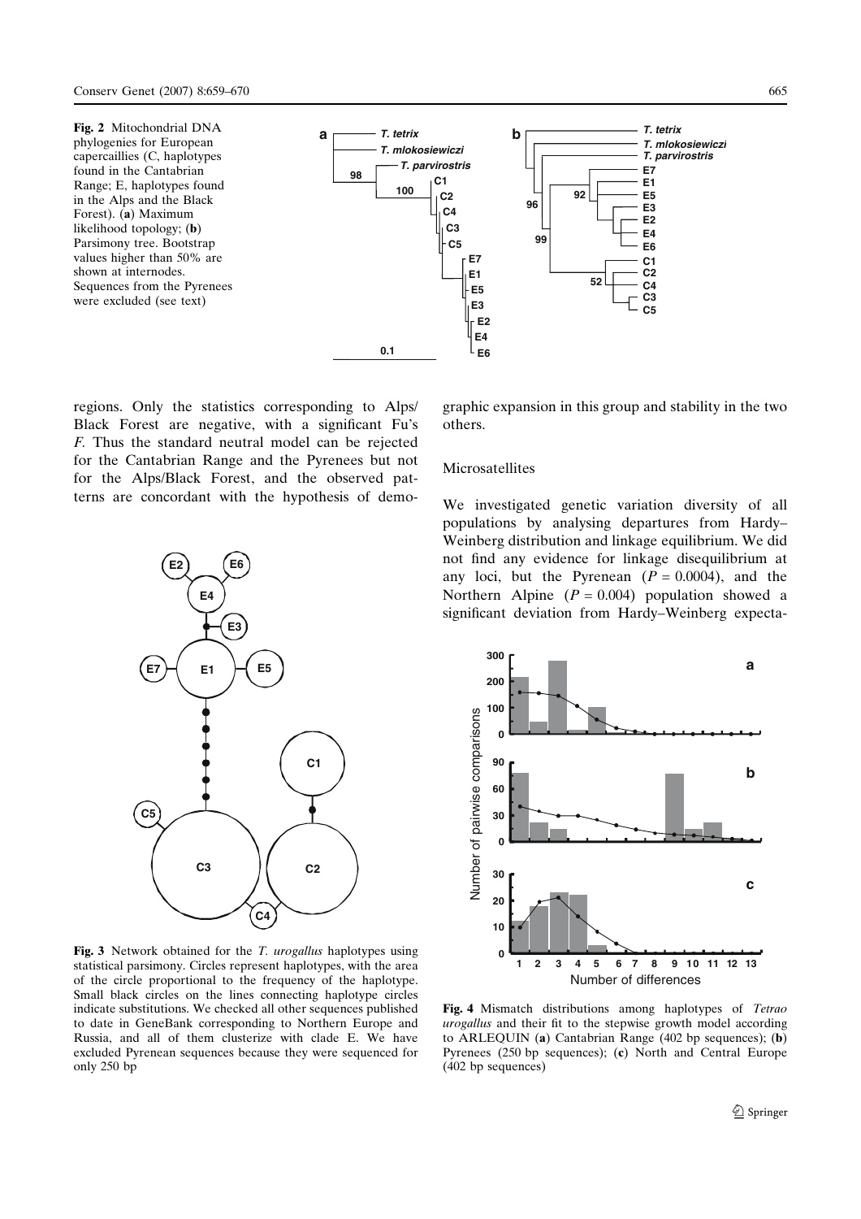Fig. 2 Mitochondrial DNA phylogenies for European capercaillies (C, haplotypes found in the Cantabrian Range; E, haplotypes found in the Alps and the Black Forest). (**a**) Maximum likelihood topology; (**b**) Parsimony tree. Bootstrap values higher than 50% are shown at internodes. Sequences from the Pyrenees were excluded (see text)

regions. Only the statistics corresponding to Alps/Black Forest are negative, with a significant Fu's *F*. Thus the standard neutral model can be rejected for the Cantabrian Range and the Pyrenees but not for the Alps/Black Forest, and the observed patterns are concordant with the hypothesis of demographic expansion in this group and stability in the two others.

Fig. 3 Network obtained for the *T. urogallus* haplotypes using statistical parsimony. Circles represent haplotypes, with the area of the circle proportional to the frequency of the haplotype. Small black circles on the lines connecting haplotype circles indicate substitutions. We checked all other sequences published to date in GeneBank corresponding to Northern Europe and Russia, and all of them clusterize with clade E. We have excluded Pyrenean sequences because they were sequenced for only 250 bp

### Microsatellites

We investigated genetic variation diversity of all populations by analysing departures from Hardy–Weinberg distribution and linkage equilibrium. We did not find any evidence for linkage disequilibrium at any loci, but the Pyrenean ($P = 0.0004$), and the Northern Alpine ($P = 0.004$) population showed a significant deviation from Hardy–Weinberg expecta-

Fig. 4 Mismatch distributions among haplotypes of *Tetrao urogallus* and their fit to the stepwise growth model according to ARLEQUIN (**a**) Cantabrian Range (402 bp sequences); (**b**) Pyrenees (250 bp sequences); (**c**) North and Central Europe (402 bp sequences)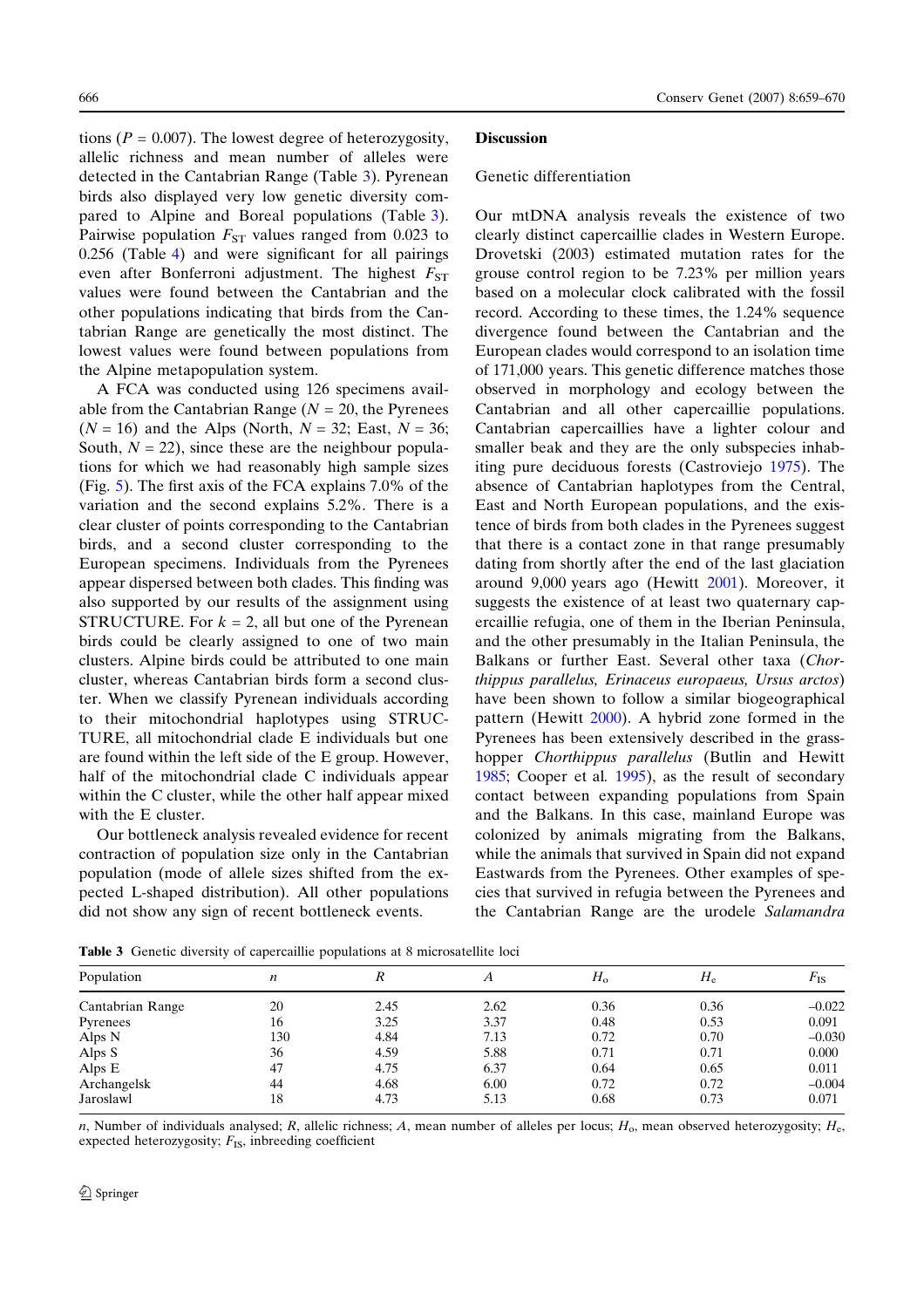tions ($P = 0.007$). The lowest degree of heterozygosity, allelic richness and mean number of alleles were detected in the Cantabrian Range (Table 3). Pyrenean birds also displayed very low genetic diversity compared to Alpine and Boreal populations (Table 3). Pairwise population $F_{ST}$ values ranged from 0.023 to 0.256 (Table 4) and were significant for all pairings even after Bonferroni adjustment. The highest $F_{ST}$ values were found between the Cantabrian and the other populations indicating that birds from the Cantabrian Range are genetically the most distinct. The lowest values were found between populations from the Alpine metapopulation system.

A FCA was conducted using 126 specimens available from the Cantabrian Range ($N = 20$, the Pyrenees ($N = 16$) and the Alps (North, $N = 32$; East, $N = 36$; South, $N = 22$), since these are the neighbour populations for which we had reasonably high sample sizes (Fig. 5). The first axis of the FCA explains 7.0% of the variation and the second explains 5.2%. There is a clear cluster of points corresponding to the Cantabrian birds, and a second cluster corresponding to the European specimens. Individuals from the Pyrenees appear dispersed between both clades. This finding was also supported by our results of the assignment using STRUCTURE. For $k = 2$, all but one of the Pyrenean birds could be clearly assigned to one of two main clusters. Alpine birds could be attributed to one main cluster, whereas Cantabrian birds form a second cluster. When we classify Pyrenean individuals according to their mitochondrial haplotypes using STRUCTURE, all mitochondrial clade E individuals but one are found within the left side of the E group. However, half of the mitochondrial clade C individuals appear within the C cluster, while the other half appear mixed with the E cluster.

Our bottleneck analysis revealed evidence for recent contraction of population size only in the Cantabrian population (mode of allele sizes shifted from the expected L-shaped distribution). All other populations did not show any sign of recent bottleneck events.

## Discussion

### Genetic differentiation

Our mtDNA analysis reveals the existence of two clearly distinct capercaillie clades in Western Europe. Drovetski (2003) estimated mutation rates for the grouse control region to be 7.23% per million years based on a molecular clock calibrated with the fossil record. According to these times, the 1.24% sequence divergence found between the Cantabrian and the European clades would correspond to an isolation time of 171,000 years. This genetic difference matches those observed in morphology and ecology between the Cantabrian and all other capercaillie populations. Cantabrian capercaillies have a lighter colour and smaller beak and they are the only subspecies inhabiting pure deciduous forests (Castroviejo 1975). The absence of Cantabrian haplotypes from the Central, East and North European populations, and the existence of birds from both clades in the Pyrenees suggest that there is a contact zone in that range presumably dating from shortly after the end of the last glaciation around 9,000 years ago (Hewitt 2001). Moreover, it suggests the existence of at least two quaternary capercaillie refugia, one of them in the Iberian Peninsula, and the other presumably in the Italian Peninsula, the Balkans or further East. Several other taxa (*Chorthippus parallelus, Erinaceus europaeus, Ursus arctos*) have been shown to follow a similar biogeographical pattern (Hewitt 2000). A hybrid zone formed in the Pyrenees has been extensively described in the grasshopper *Chorthippus parallelus* (Butlin and Hewitt 1985; Cooper et al. 1995), as the result of secondary contact between expanding populations from Spain and the Balkans. In this case, mainland Europe was colonized by animals migrating from the Balkans, while the animals that survived in Spain did not expand Eastwards from the Pyrenees. Other examples of species that survived in refugia between the Pyrenees and the Cantabrian Range are the urodele *Salamandra*

**Table 3** Genetic diversity of capercaillie populations at 8 microsatellite loci

| Population | $n$ | $R$ | $A$ | $H_o$ | $H_e$ | $F_{IS}$ |
|---|---|---|---|---|---|---|
| Cantabrian Range | 20 | 2.45 | 2.62 | 0.36 | 0.36 | −0.022 |
| Pyrenees | 16 | 3.25 | 3.37 | 0.48 | 0.53 | 0.091 |
| Alps N | 130 | 4.84 | 7.13 | 0.72 | 0.70 | −0.030 |
| Alps S | 36 | 4.59 | 5.88 | 0.71 | 0.71 | 0.000 |
| Alps E | 47 | 4.75 | 6.37 | 0.64 | 0.65 | 0.011 |
| Archangelsk | 44 | 4.68 | 6.00 | 0.72 | 0.72 | −0.004 |
| Jaroslawl | 18 | 4.73 | 5.13 | 0.68 | 0.73 | 0.071 |

$n$, Number of individuals analysed; $R$, allelic richness; $A$, mean number of alleles per locus; $H_o$, mean observed heterozygosity; $H_e$, expected heterozygosity; $F_{IS}$, inbreeding coefficient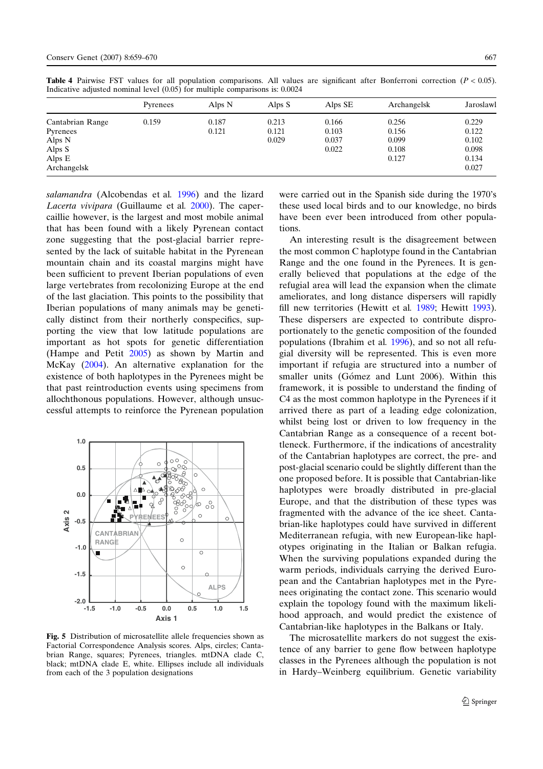**Table 4** Pairwise FST values for all population comparisons. All values are significant after Bonferroni correction ($P < 0.05$). Indicative adjusted nominal level (0.05) for multiple comparisons is: 0.0024

| | Pyrenees | Alps N | Alps S | Alps SE | Archangelsk | Jaroslawl |
|---|---|---|---|---|---|---|
| Cantabrian Range | 0.159 | 0.187 | 0.213 | 0.166 | 0.256 | 0.229 |
| Pyrenees | | 0.121 | 0.121 | 0.103 | 0.156 | 0.122 |
| Alps N | | | 0.029 | 0.037 | 0.099 | 0.102 |
| Alps S | | | | 0.022 | 0.108 | 0.098 |
| Alps E | | | | | 0.127 | 0.134 |
| Archangelsk | | | | | | 0.027 |

*salamandra* (Alcobendas et al. 1996) and the lizard *Lacerta vivipara* (Guillaume et al. 2000). The capercaillie however, is the largest and most mobile animal that has been found with a likely Pyrenean contact zone suggesting that the post-glacial barrier represented by the lack of suitable habitat in the Pyrenean mountain chain and its coastal margins might have been sufficient to prevent Iberian populations of even large vertebrates from recolonizing Europe at the end of the last glaciation. This points to the possibility that Iberian populations of many animals may be genetically distinct from their northerly conspecifics, supporting the view that low latitude populations are important as hot spots for genetic differentiation (Hampe and Petit 2005) as shown by Martin and McKay (2004). An alternative explanation for the existence of both haplotypes in the Pyrenees might be that past reintroduction events using specimens from allochthonous populations. However, although unsuccessful attempts to reinforce the Pyrenean population were carried out in the Spanish side during the 1970's these used local birds and to our knowledge, no birds have been ever been introduced from other populations.

**Fig. 5** Distribution of microsatellite allele frequencies shown as Factorial Correspondence Analysis scores. Alps, circles; Cantabrian Range, squares; Pyrenees, triangles. mtDNA clade C, black; mtDNA clade E, white. Ellipses include all individuals from each of the 3 population designations

An interesting result is the disagreement between the most common C haplotype found in the Cantabrian Range and the one found in the Pyrenees. It is generally believed that populations at the edge of the refugial area will lead the expansion when the climate ameliorates, and long distance dispersers will rapidly fill new territories (Hewitt et al. 1989; Hewitt 1993). These dispersers are expected to contribute disproportionately to the genetic composition of the founded populations (Ibrahim et al. 1996), and so not all refugial diversity will be represented. This is even more important if refugia are structured into a number of smaller units (Gómez and Lunt 2006). Within this framework, it is possible to understand the finding of C4 as the most common haplotype in the Pyrenees if it arrived there as part of a leading edge colonization, whilst being lost or driven to low frequency in the Cantabrian Range as a consequence of a recent bottleneck. Furthermore, if the indications of ancestrality of the Cantabrian haplotypes are correct, the pre- and post-glacial scenario could be slightly different than the one proposed before. It is possible that Cantabrian-like haplotypes were broadly distributed in pre-glacial Europe, and that the distribution of these types was fragmented with the advance of the ice sheet. Cantabrian-like haplotypes could have survived in different Mediterranean refugia, with new European-like haplotypes originating in the Italian or Balkan refugia. When the surviving populations expanded during the warm periods, individuals carrying the derived European and the Cantabrian haplotypes met in the Pyrenees originating the contact zone. This scenario would explain the topology found with the maximum likelihood approach, and would predict the existence of Cantabrian-like haplotypes in the Balkans or Italy.

The microsatellite markers do not suggest the existence of any barrier to gene flow between haplotype classes in the Pyrenees although the population is not in Hardy–Weinberg equilibrium. Genetic variability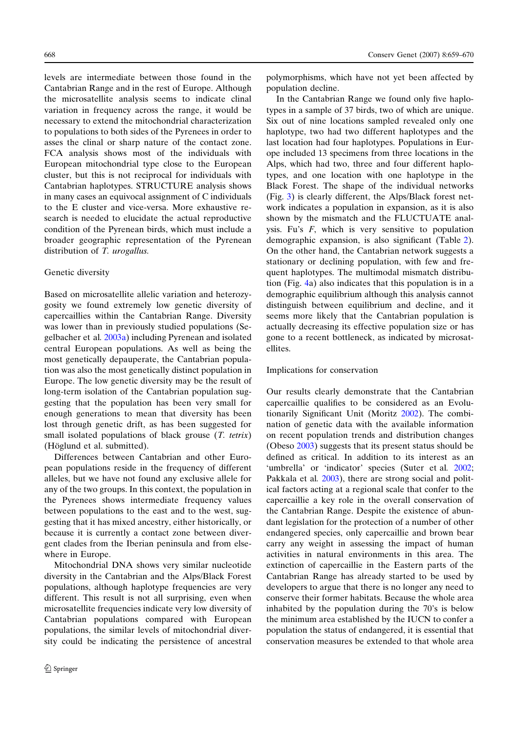levels are intermediate between those found in the Cantabrian Range and in the rest of Europe. Although the microsatellite analysis seems to indicate clinal variation in frequency across the range, it would be necessary to extend the mitochondrial characterization to populations to both sides of the Pyrenees in order to asses the clinal or sharp nature of the contact zone. FCA analysis shows most of the individuals with European mitochondrial type close to the European cluster, but this is not reciprocal for individuals with Cantabrian haplotypes. STRUCTURE analysis shows in many cases an equivocal assignment of C individuals to the E cluster and vice-versa. More exhaustive research is needed to elucidate the actual reproductive condition of the Pyrenean birds, which must include a broader geographic representation of the Pyrenean distribution of *T. urogallus.*

## Genetic diversity

Based on microsatellite allelic variation and heterozygosity we found extremely low genetic diversity of capercaillies within the Cantabrian Range. Diversity was lower than in previously studied populations (Segelbacher et al. 2003a) including Pyrenean and isolated central European populations. As well as being the most genetically depauperate, the Cantabrian population was also the most genetically distinct population in Europe. The low genetic diversity may be the result of long-term isolation of the Cantabrian population suggesting that the population has been very small for enough generations to mean that diversity has been lost through genetic drift, as has been suggested for small isolated populations of black grouse (*T. tetrix*) (Höglund et al. submitted).

Differences between Cantabrian and other European populations reside in the frequency of different alleles, but we have not found any exclusive allele for any of the two groups. In this context, the population in the Pyrenees shows intermediate frequency values between populations to the east and to the west, suggesting that it has mixed ancestry, either historically, or because it is currently a contact zone between divergent clades from the Iberian peninsula and from elsewhere in Europe.

Mitochondrial DNA shows very similar nucleotide diversity in the Cantabrian and the Alps/Black Forest populations, although haplotype frequencies are very different. This result is not all surprising, even when microsatellite frequencies indicate very low diversity of Cantabrian populations compared with European populations, the similar levels of mitochondrial diversity could be indicating the persistence of ancestral polymorphisms, which have not yet been affected by population decline.

In the Cantabrian Range we found only five haplotypes in a sample of 37 birds, two of which are unique. Six out of nine locations sampled revealed only one haplotype, two had two different haplotypes and the last location had four haplotypes. Populations in Europe included 13 specimens from three locations in the Alps, which had two, three and four different haplotypes, and one location with one haplotype in the Black Forest. The shape of the individual networks (Fig. 3) is clearly different, the Alps/Black forest network indicates a population in expansion, as it is also shown by the mismatch and the FLUCTUATE analysis. Fu's *F*, which is very sensitive to population demographic expansion, is also significant (Table 2). On the other hand, the Cantabrian network suggests a stationary or declining population, with few and frequent haplotypes. The multimodal mismatch distribution (Fig. 4a) also indicates that this population is in a demographic equilibrium although this analysis cannot distinguish between equilibrium and decline, and it seems more likely that the Cantabrian population is actually decreasing its effective population size or has gone to a recent bottleneck, as indicated by microsatellites.

## Implications for conservation

Our results clearly demonstrate that the Cantabrian capercaillie qualifies to be considered as an Evolutionarly Significant Unit (Moritz 2002). The combination of genetic data with the available information on recent population trends and distribution changes (Obeso 2003) suggests that its present status should be defined as critical. In addition to its interest as an 'umbrella' or 'indicator' species (Suter et al. 2002; Pakkala et al. 2003), there are strong social and political factors acting at a regional scale that confer to the capercaillie a key role in the overall conservation of the Cantabrian Range. Despite the existence of abundant legislation for the protection of a number of other endangered species, only capercaillie and brown bear carry any weight in assessing the impact of human activities in natural environments in this area. The extinction of capercaillie in the Eastern parts of the Cantabrian Range has already started to be used by developers to argue that there is no longer any need to conserve their former habitats. Because the whole area inhabited by the population during the 70's is below the minimum area established by the IUCN to confer a population the status of endangered, it is essential that conservation measures be extended to that whole area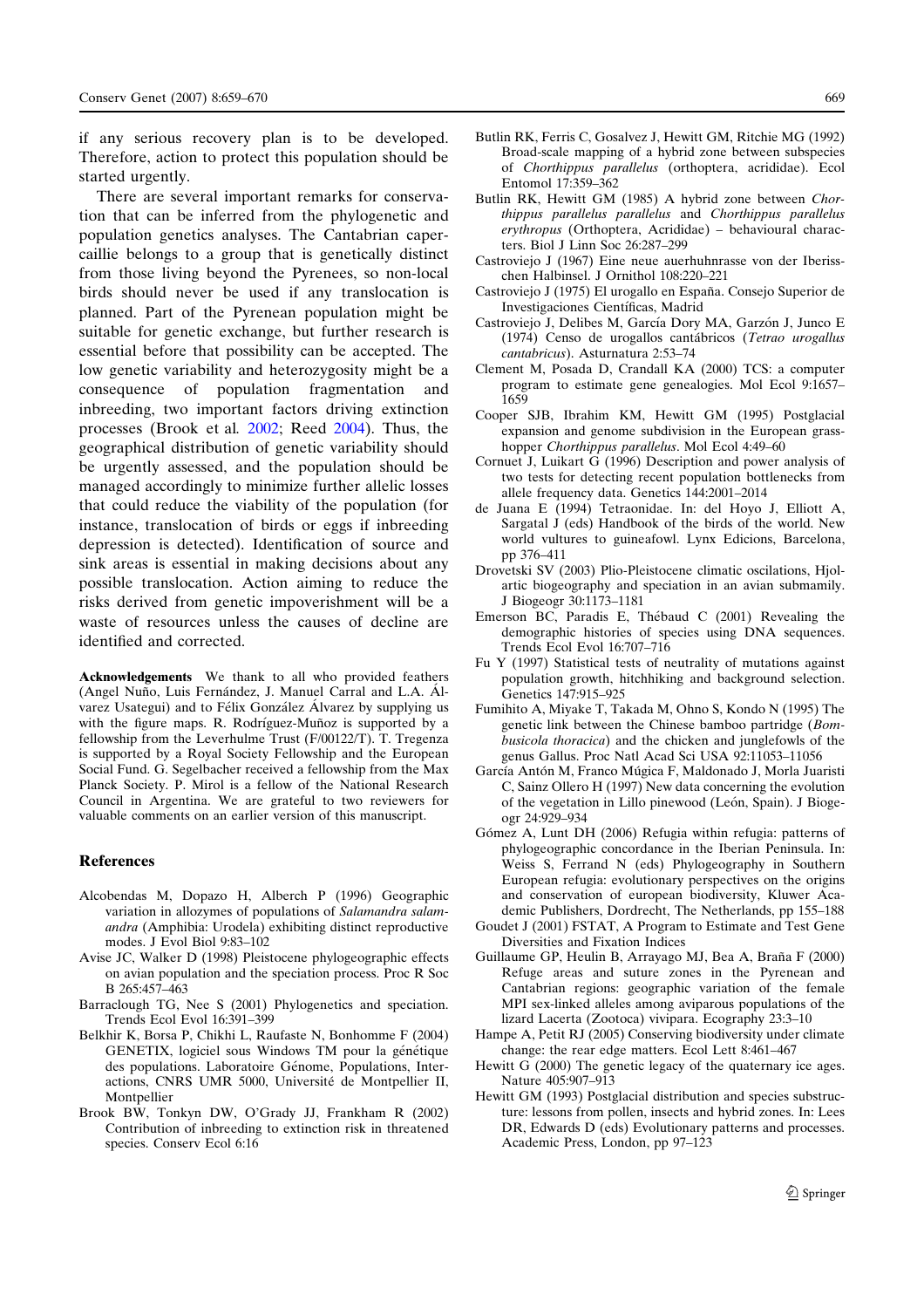if any serious recovery plan is to be developed. Therefore, action to protect this population should be started urgently.

There are several important remarks for conservation that can be inferred from the phylogenetic and population genetics analyses. The Cantabrian capercaillie belongs to a group that is genetically distinct from those living beyond the Pyrenees, so non-local birds should never be used if any translocation is planned. Part of the Pyrenean population might be suitable for genetic exchange, but further research is essential before that possibility can be accepted. The low genetic variability and heterozygosity might be a consequence of population fragmentation and inbreeding, two important factors driving extinction processes (Brook et al. 2002; Reed 2004). Thus, the geographical distribution of genetic variability should be urgently assessed, and the population should be managed accordingly to minimize further allelic losses that could reduce the viability of the population (for instance, translocation of birds or eggs if inbreeding depression is detected). Identification of source and sink areas is essential in making decisions about any possible translocation. Action aiming to reduce the risks derived from genetic impoverishment will be a waste of resources unless the causes of decline are identified and corrected.

**Acknowledgements** We thank to all who provided feathers (Angel Nuño, Luis Fernández, J. Manuel Carral and L.A. Álvarez Usategui) and to Félix González Álvarez by supplying us with the figure maps. R. Rodríguez-Muñoz is supported by a fellowship from the Leverhulme Trust (F/00122/T). T. Tregenza is supported by a Royal Society Fellowship and the European Social Fund. G. Segelbacher received a fellowship from the Max Planck Society. P. Mirol is a fellow of the National Research Council in Argentina. We are grateful to two reviewers for valuable comments on an earlier version of this manuscript.

## References

Alcobendas M, Dopazo H, Alberch P (1996) Geographic variation in allozymes of populations of *Salamandra salamandra* (Amphibia: Urodela) exhibiting distinct reproductive modes. J Evol Biol 9:83–102

Avise JC, Walker D (1998) Pleistocene phylogeographic effects on avian population and the speciation process. Proc R Soc B 265:457–463

Barraclough TG, Nee S (2001) Phylogenetics and speciation. Trends Ecol Evol 16:391–399

Belkhir K, Borsa P, Chikhi L, Raufaste N, Bonhomme F (2004) GENETIX, logiciel sous Windows TM pour la génétique des populations. Laboratoire Génome, Populations, Interactions, CNRS UMR 5000, Université de Montpellier II, Montpellier

Brook BW, Tonkyn DW, O'Grady JJ, Frankham R (2002) Contribution of inbreeding to extinction risk in threatened species. Conserv Ecol 6:16

Butlin RK, Ferris C, Gosalvez J, Hewitt GM, Ritchie MG (1992) Broad-scale mapping of a hybrid zone between subspecies of *Chorthippus parallelus* (orthoptera, acrididae). Ecol Entomol 17:359–362

Butlin RK, Hewitt GM (1985) A hybrid zone between *Chorthippus parallelus parallelus* and *Chorthippus parallelus erythropus* (Orthoptera, Acrididae) – behavioural characters. Biol J Linn Soc 26:287–299

Castroviejo J (1967) Eine neue auerhuhnrasse von der Iberisschen Halbinsel. J Ornithol 108:220–221

Castroviejo J (1975) El urogallo en España. Consejo Superior de Investigaciones Científicas, Madrid

Castroviejo J, Delibes M, García Dory MA, Garzón J, Junco E (1974) Censo de urogallos cantábricos (*Tetrao urogallus cantabricus*). Asturnatura 2:53–74

Clement M, Posada D, Crandall KA (2000) TCS: a computer program to estimate gene genealogies. Mol Ecol 9:1657–1659

Cooper SJB, Ibrahim KM, Hewitt GM (1995) Postglacial expansion and genome subdivision in the European grasshopper *Chorthippus parallelus*. Mol Ecol 4:49–60

Cornuet J, Luikart G (1996) Description and power analysis of two tests for detecting recent population bottlenecks from allele frequency data. Genetics 144:2001–2014

de Juana E (1994) Tetraonidae. In: del Hoyo J, Elliott A, Sargatal J (eds) Handbook of the birds of the world. New world vultures to guineafowl. Lynx Edicions, Barcelona, pp 376–411

Drovetski SV (2003) Plio-Pleistocene climatic oscilations, Hjolartic biogeography and speciation in an avian submamily. J Biogeogr 30:1173–1181

Emerson BC, Paradis E, Thébaud C (2001) Revealing the demographic histories of species using DNA sequences. Trends Ecol Evol 16:707–716

Fu Y (1997) Statistical tests of neutrality of mutations against population growth, hitchhiking and background selection. Genetics 147:915–925

Fumihito A, Miyake T, Takada M, Ohno S, Kondo N (1995) The genetic link between the Chinese bamboo partridge (*Bombusicola thoracica*) and the chicken and junglefowls of the genus Gallus. Proc Natl Acad Sci USA 92:11053–11056

García Antón M, Franco Múgica F, Maldonado J, Morla Juaristi C, Sainz Ollero H (1997) New data concerning the evolution of the vegetation in Lillo pinewood (León, Spain). J Biogeogr 24:929–934

Gómez A, Lunt DH (2006) Refugia within refugia: patterns of phylogeographic concordance in the Iberian Peninsula. In: Weiss S, Ferrand N (eds) Phylogeography in Southern European refugia: evolutionary perspectives on the origins and conservation of european biodiversity, Kluwer Academic Publishers, Dordrecht, The Netherlands, pp 155–188

Goudet J (2001) FSTAT, A Program to Estimate and Test Gene Diversities and Fixation Indices

Guillaume GP, Heulin B, Arrayago MJ, Bea A, Braña F (2000) Refuge areas and suture zones in the Pyrenean and Cantabrian regions: geographic variation of the female MPI sex-linked alleles among aviparous populations of the lizard Lacerta (Zootoca) vivipara. Ecography 23:3–10

Hampe A, Petit RJ (2005) Conserving biodiversity under climate change: the rear edge matters. Ecol Lett 8:461–467

Hewitt G (2000) The genetic legacy of the quaternary ice ages. Nature 405:907–913

Hewitt GM (1993) Postglacial distribution and species substructure: lessons from pollen, insects and hybrid zones. In: Lees DR, Edwards D (eds) Evolutionary patterns and processes. Academic Press, London, pp 97–123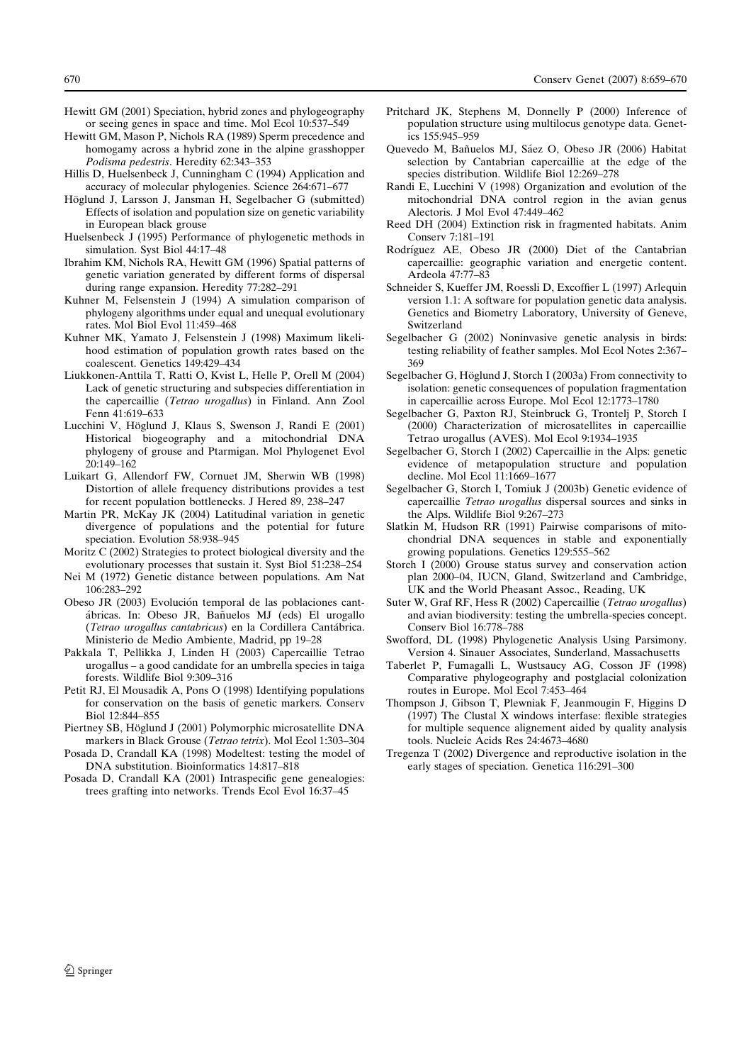Hewitt GM (2001) Speciation, hybrid zones and phylogeography or seeing genes in space and time. Mol Ecol 10:537–549

Hewitt GM, Mason P, Nichols RA (1989) Sperm precedence and homogamy across a hybrid zone in the alpine grasshopper *Podisma pedestris*. Heredity 62:343–353

Hillis D, Huelsenbeck J, Cunningham C (1994) Application and accuracy of molecular phylogenies. Science 264:671–677

Höglund J, Larsson J, Jansman H, Segelbacher G (submitted) Effects of isolation and population size on genetic variability in European black grouse

Huelsenbeck J (1995) Performance of phylogenetic methods in simulation. Syst Biol 44:17–48

Ibrahim KM, Nichols RA, Hewitt GM (1996) Spatial patterns of genetic variation generated by different forms of dispersal during range expansion. Heredity 77:282–291

Kuhner M, Felsenstein J (1994) A simulation comparison of phylogeny algorithms under equal and unequal evolutionary rates. Mol Biol Evol 11:459–468

Kuhner MK, Yamato J, Felsenstein J (1998) Maximum likelihood estimation of population growth rates based on the coalescent. Genetics 149:429–434

Liukkonen-Anttila T, Ratti O, Kvist L, Helle P, Orell M (2004) Lack of genetic structuring and subspecies differentiation in the capercaillie (*Tetrao urogallus*) in Finland. Ann Zool Fenn 41:619–633

Lucchini V, Höglund J, Klaus S, Swenson J, Randi E (2001) Historical biogeography and a mitochondrial DNA phylogeny of grouse and Ptarmigan. Mol Phylogenet Evol 20:149–162

Luikart G, Allendorf FW, Cornuet JM, Sherwin WB (1998) Distortion of allele frequency distributions provides a test for recent population bottlenecks. J Hered 89, 238–247

Martin PR, McKay JK (2004) Latitudinal variation in genetic divergence of populations and the potential for future speciation. Evolution 58:938–945

Moritz C (2002) Strategies to protect biological diversity and the evolutionary processes that sustain it. Syst Biol 51:238–254

Nei M (1972) Genetic distance between populations. Am Nat 106:283–292

Obeso JR (2003) Evolución temporal de las poblaciones cantábricas. In: Obeso JR, Bañuelos MJ (eds) El urogallo (*Tetrao urogallus cantabricus*) en la Cordillera Cantábrica. Ministerio de Medio Ambiente, Madrid, pp 19–28

Pakkala T, Pellikka J, Linden H (2003) Capercaillie Tetrao urogallus – a good candidate for an umbrella species in taiga forests. Wildlife Biol 9:309–316

Petit RJ, El Mousadik A, Pons O (1998) Identifying populations for conservation on the basis of genetic markers. Conserv Biol 12:844–855

Piertney SB, Höglund J (2001) Polymorphic microsatellite DNA markers in Black Grouse (*Tetrao tetrix*). Mol Ecol 1:303–304

Posada D, Crandall KA (1998) Modeltest: testing the model of DNA substitution. Bioinformatics 14:817–818

Posada D, Crandall KA (2001) Intraspecific gene genealogies: trees grafting into networks. Trends Ecol Evol 16:37–45

Pritchard JK, Stephens M, Donnelly P (2000) Inference of population structure using multilocus genotype data. Genetics 155:945–959

Quevedo M, Bañuelos MJ, Sáez O, Obeso JR (2006) Habitat selection by Cantabrian capercaillie at the edge of the species distribution. Wildlife Biol 12:269–278

Randi E, Lucchini V (1998) Organization and evolution of the mitochondrial DNA control region in the avian genus Alectoris. J Mol Evol 47:449–462

Reed DH (2004) Extinction risk in fragmented habitats. Anim Conserv 7:181–191

Rodríguez AE, Obeso JR (2000) Diet of the Cantabrian capercaillie: geographic variation and energetic content. Ardeola 47:77–83

Schneider S, Kueffer JM, Roessli D, Excoffier L (1997) Arlequin version 1.1: A software for population genetic data analysis. Genetics and Biometry Laboratory, University of Geneve, Switzerland

Segelbacher G (2002) Noninvasive genetic analysis in birds: testing reliability of feather samples. Mol Ecol Notes 2:367–369

Segelbacher G, Höglund J, Storch I (2003a) From connectivity to isolation: genetic consequences of population fragmentation in capercaillie across Europe. Mol Ecol 12:1773–1780

Segelbacher G, Paxton RJ, Steinbruck G, Trontelj P, Storch I (2000) Characterization of microsatellites in capercaillie Tetrao urogallus (AVES). Mol Ecol 9:1934–1935

Segelbacher G, Storch I (2002) Capercaillie in the Alps: genetic evidence of metapopulation structure and population decline. Mol Ecol 11:1669–1677

Segelbacher G, Storch I, Tomiuk J (2003b) Genetic evidence of capercaillie *Tetrao urogallus* dispersal sources and sinks in the Alps. Wildlife Biol 9:267–273

Slatkin M, Hudson RR (1991) Pairwise comparisons of mitochondrial DNA sequences in stable and exponentially growing populations. Genetics 129:555–562

Storch I (2000) Grouse status survey and conservation action plan 2000–04, IUCN, Gland, Switzerland and Cambridge, UK and the World Pheasant Assoc., Reading, UK

Suter W, Graf RF, Hess R (2002) Capercaillie (*Tetrao urogallus*) and avian biodiversity: testing the umbrella-species concept. Conserv Biol 16:778–788

Swofford, DL (1998) Phylogenetic Analysis Using Parsimony. Version 4. Sinauer Associates, Sunderland, Massachusetts

Taberlet P, Fumagalli L, Wustsaucy AG, Cosson JF (1998) Comparative phylogeography and postglacial colonization routes in Europe. Mol Ecol 7:453–464

Thompson J, Gibson T, Plewniak F, Jeanmougin F, Higgins D (1997) The Clustal X windows interfase: flexible strategies for multiple sequence alignement aided by quality analysis tools. Nucleic Acids Res 24:4673–4680

Tregenza T (2002) Divergence and reproductive isolation in the early stages of speciation. Genetica 116:291–300